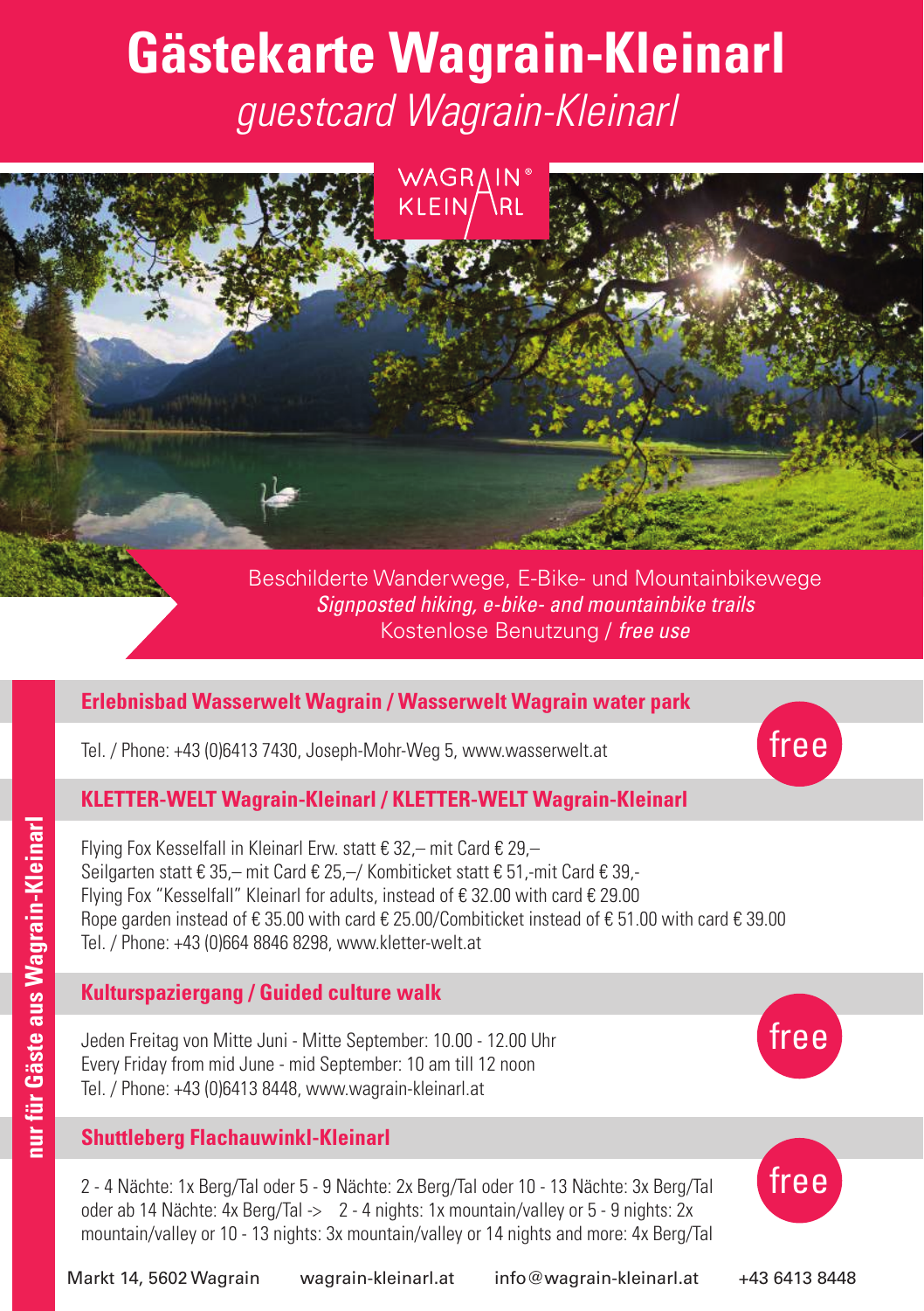# Gästekarte Wagrain-Kleinarl

*guestcard Wagrain-Kleinarl*

WAGRAIN® KLEINARL

Beschilderte Wanderwege, E-Bike- und Mountainbikewege
*Signposted hiking, e-bike- and mountainbike trails*
Kostenlose Benutzung / *free use*

**nur für Gäste aus Wagrain-Kleinarl**

## Erlebnisbad Wasserwelt Wagrain / Wasserwelt Wagrain water park

Tel. / Phone: +43 (0)6413 7430, Joseph-Mohr-Weg 5, www.wasserwelt.at

free

## KLETTER-WELT Wagrain-Kleinarl / KLETTER-WELT Wagrain-Kleinarl

Flying Fox Kesselfall in Kleinarl Erw. statt € 32,– mit Card € 29,–
Seilgarten statt € 35,– mit Card € 25,–/ Kombiticket statt € 51,-mit Card € 39,-
Flying Fox "Kesselfall" Kleinarl for adults, instead of € 32.00 with card € 29.00
Rope garden instead of € 35.00 with card € 25.00/Combiticket instead of € 51.00 with card € 39.00
Tel. / Phone: +43 (0)664 8846 8298, www.kletter-welt.at

## Kulturspaziergang / Guided culture walk

Jeden Freitag von Mitte Juni - Mitte September: 10.00 - 12.00 Uhr
Every Friday from mid June - mid September: 10 am till 12 noon
Tel. / Phone: +43 (0)6413 8448, www.wagrain-kleinarl.at

free

## Shuttleberg Flachauwinkl-Kleinarl

2 - 4 Nächte: 1x Berg/Tal oder 5 - 9 Nächte: 2x Berg/Tal oder 10 - 13 Nächte: 3x Berg/Tal oder ab 14 Nächte: 4x Berg/Tal -> 2 - 4 nights: 1x mountain/valley or 5 - 9 nights: 2x mountain/valley or 10 - 13 nights: 3x mountain/valley or 14 nights and more: 4x Berg/Tal

free

Markt 14, 5602 Wagrain wagrain-kleinarl.at info@wagrain-kleinarl.at +43 6413 8448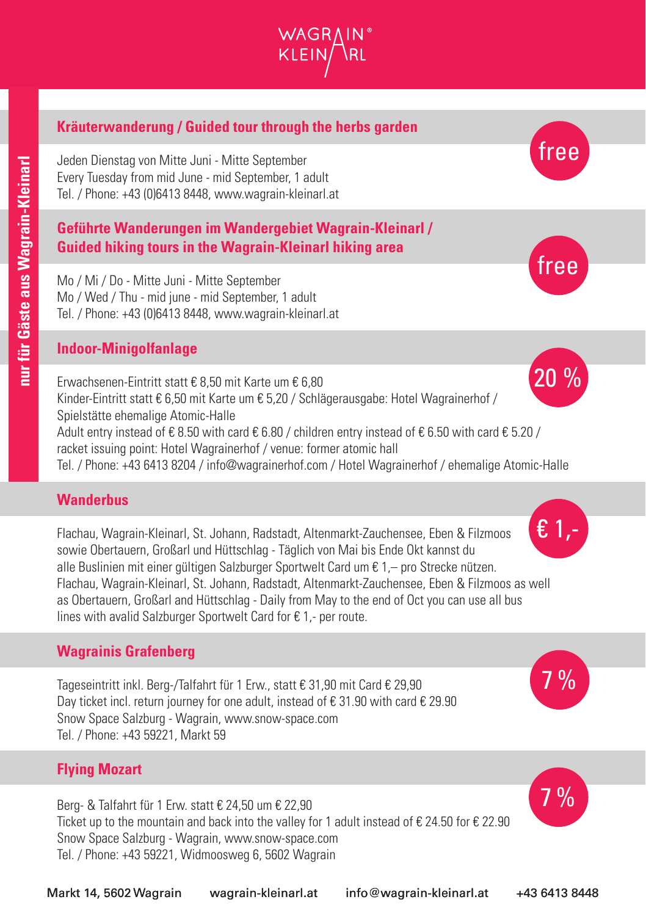WAGRAIN KLEINARL

nur für Gäste aus Wagrain-Kleinarl

## Kräuterwanderung / Guided tour through the herbs garden

free

Jeden Dienstag von Mitte Juni - Mitte September
Every Tuesday from mid June - mid September, 1 adult
Tel. / Phone: +43 (0)6413 8448, www.wagrain-kleinarl.at

## Geführte Wanderungen im Wandergebiet Wagrain-Kleinarl / Guided hiking tours in the Wagrain-Kleinarl hiking area

free

Mo / Mi / Do - Mitte Juni - Mitte September
Mo / Wed / Thu - mid june - mid September, 1 adult
Tel. / Phone: +43 (0)6413 8448, www.wagrain-kleinarl.at

## Indoor-Minigolfanlage

20 %

Erwachsenen-Eintritt statt € 8,50 mit Karte um € 6,80
Kinder-Eintritt statt € 6,50 mit Karte um € 5,20 / Schlägerausgabe: Hotel Wagrainerhof / Spielstätte ehemalige Atomic-Halle
Adult entry instead of € 8.50 with card € 6.80 / children entry instead of € 6.50 with card € 5.20 / racket issuing point: Hotel Wagrainerhof / venue: former atomic hall
Tel. / Phone: +43 6413 8204 / info@wagrainerhof.com / Hotel Wagrainerhof / ehemalige Atomic-Halle

## Wanderbus

€ 1,-

Flachau, Wagrain-Kleinarl, St. Johann, Radstadt, Altenmarkt-Zauchensee, Eben & Filzmoos sowie Obertauern, Großarl und Hüttschlag - Täglich von Mai bis Ende Okt kannst du alle Buslinien mit einer gültigen Salzburger Sportwelt Card um € 1,– pro Strecke nützen.
Flachau, Wagrain-Kleinarl, St. Johann, Radstadt, Altenmarkt-Zauchensee, Eben & Filzmoos as well as Obertauern, Großarl and Hüttschlag - Daily from May to the end of Oct you can use all bus lines with avalid Salzburger Sportwelt Card for € 1,- per route.

## Wagrainis Grafenberg

7 %

Tageseintritt inkl. Berg-/Talfahrt für 1 Erw., statt € 31,90 mit Card € 29,90
Day ticket incl. return journey for one adult, instead of € 31.90 with card € 29.90
Snow Space Salzburg - Wagrain, www.snow-space.com
Tel. / Phone: +43 59221, Markt 59

## Flying Mozart

7 %

Berg- & Talfahrt für 1 Erw. statt € 24,50 um € 22,90
Ticket up to the mountain and back into the valley for 1 adult instead of € 24.50 for € 22.90
Snow Space Salzburg - Wagrain, www.snow-space.com
Tel. / Phone: +43 59221, Widmoosweg 6, 5602 Wagrain

Markt 14, 5602 Wagrain   wagrain-kleinarl.at   info@wagrain-kleinarl.at   +43 6413 8448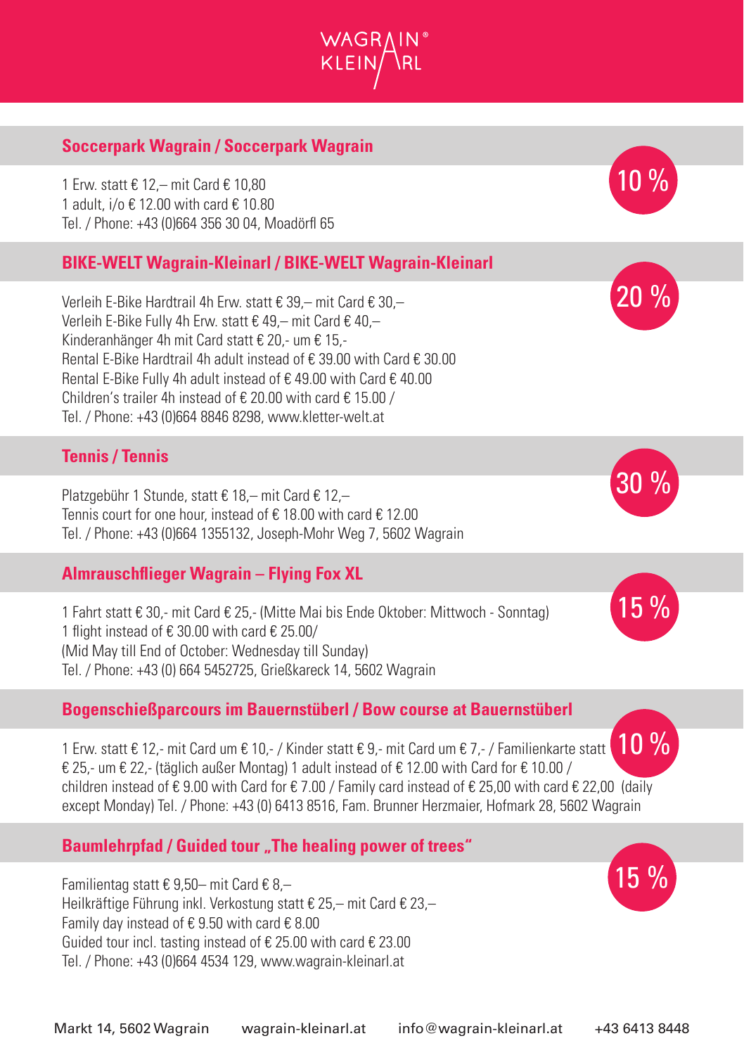## Soccerpark Wagrain / Soccerpark Wagrain

**10 %**

1 Erw. statt € 12,– mit Card € 10,80
1 adult, i/o € 12.00 with card € 10.80
Tel. / Phone: +43 (0)664 356 30 04, Moadörfl 65

## BIKE-WELT Wagrain-Kleinarl / BIKE-WELT Wagrain-Kleinarl

**20 %**

Verleih E-Bike Hardtrail 4h Erw. statt € 39,– mit Card € 30,–
Verleih E-Bike Fully 4h Erw. statt € 49,– mit Card € 40,–
Kinderanhänger 4h mit Card statt € 20,- um € 15,-
Rental E-Bike Hardtrail 4h adult instead of € 39.00 with Card € 30.00
Rental E-Bike Fully 4h adult instead of € 49.00 with Card € 40.00
Children's trailer 4h instead of € 20.00 with card € 15.00 /
Tel. / Phone: +43 (0)664 8846 8298, www.kletter-welt.at

## Tennis / Tennis

**30 %**

Platzgebühr 1 Stunde, statt € 18,– mit Card € 12,–
Tennis court for one hour, instead of € 18.00 with card € 12.00
Tel. / Phone: +43 (0)664 1355132, Joseph-Mohr Weg 7, 5602 Wagrain

## Almrauschflieger Wagrain – Flying Fox XL

**15 %**

1 Fahrt statt € 30,- mit Card € 25,- (Mitte Mai bis Ende Oktober: Mittwoch - Sonntag)
1 flight instead of € 30.00 with card € 25.00/
(Mid May till End of October: Wednesday till Sunday)
Tel. / Phone: +43 (0) 664 5452725, Grießkareck 14, 5602 Wagrain

## Bogenschießparcours im Bauernstüberl / Bow course at Bauernstüberl

**10 %**

1 Erw. statt € 12,- mit Card um € 10,- / Kinder statt € 9,- mit Card um € 7,- / Familienkarte statt € 25,- um € 22,- (täglich außer Montag) 1 adult instead of € 12.00 with Card for € 10.00 / children instead of € 9.00 with Card for € 7.00 / Family card instead of € 25,00 with card € 22,00 (daily except Monday) Tel. / Phone: +43 (0) 6413 8516, Fam. Brunner Herzmaier, Hofmark 28, 5602 Wagrain

## Baumlehrpfad / Guided tour „The healing power of trees"

**15 %**

Familientag statt € 9,50– mit Card € 8,–
Heilkräftige Führung inkl. Verkostung statt € 25,– mit Card € 23,–
Family day instead of € 9.50 with card € 8.00
Guided tour incl. tasting instead of € 25.00 with card € 23.00
Tel. / Phone: +43 (0)664 4534 129, www.wagrain-kleinarl.at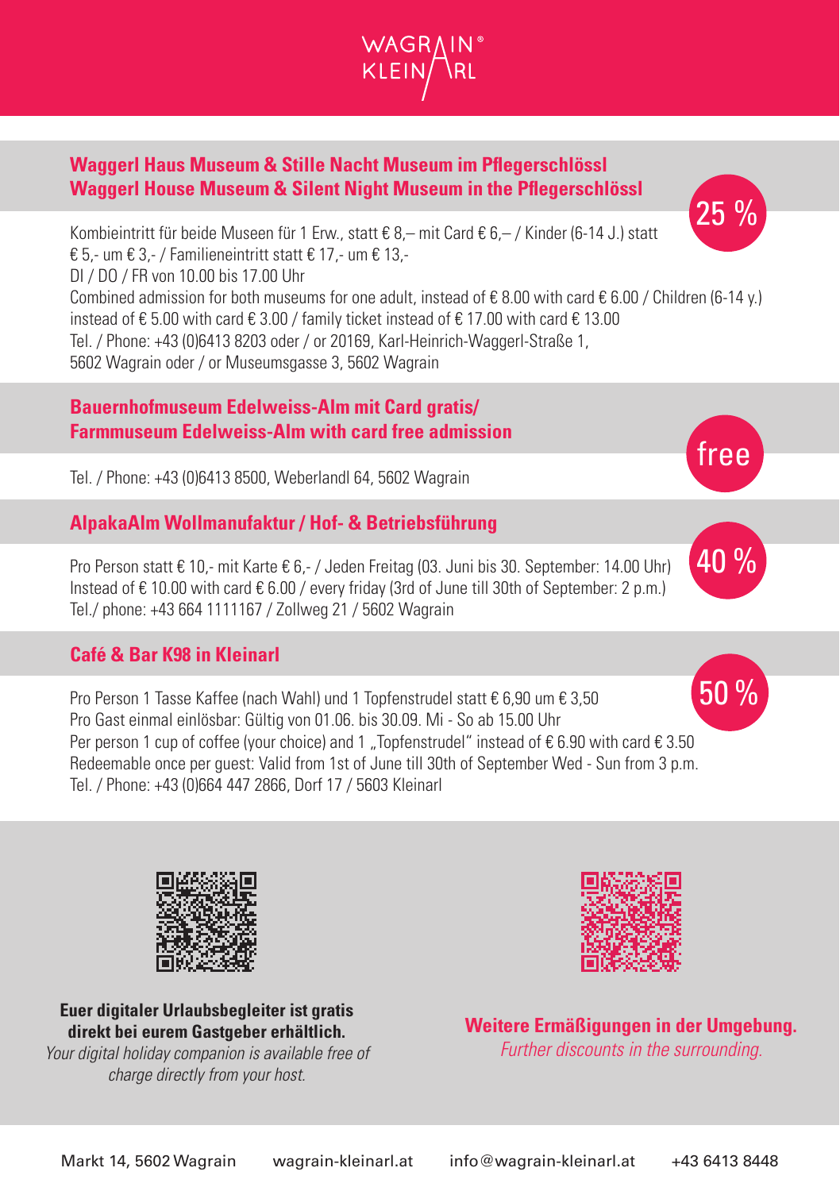WAGRAIN® KLEINARL

## Waggerl Haus Museum & Stille Nacht Museum im Pflegerschlössl
## Waggerl House Museum & Silent Night Museum in the Pflegerschlössl

25 %

Kombieintritt für beide Museen für 1 Erw., statt € 8,– mit Card € 6,– / Kinder (6-14 J.) statt € 5,- um € 3,- / Familieneintritt statt € 17,- um € 13,-
DI / DO / FR von 10.00 bis 17.00 Uhr
Combined admission for both museums for one adult, instead of € 8.00 with card € 6.00 / Children (6-14 y.) instead of € 5.00 with card € 3.00 / family ticket instead of € 17.00 with card € 13.00
Tel. / Phone: +43 (0)6413 8203 oder / or 20169, Karl-Heinrich-Waggerl-Straße 1, 5602 Wagrain oder / or Museumsgasse 3, 5602 Wagrain

## Bauernhofmuseum Edelweiss-Alm mit Card gratis/ Farmmuseum Edelweiss-Alm with card free admission

free

Tel. / Phone: +43 (0)6413 8500, Weberlandl 64, 5602 Wagrain

## AlpakaAlm Wollmanufaktur / Hof- & Betriebsführung

40 %

Pro Person statt € 10,- mit Karte € 6,- / Jeden Freitag (03. Juni bis 30. September: 14.00 Uhr)
Instead of € 10.00 with card € 6.00 / every friday (3rd of June till 30th of September: 2 p.m.)
Tel./ phone: +43 664 1111167 / Zollweg 21 / 5602 Wagrain

## Café & Bar K98 in Kleinarl

50 %

Pro Person 1 Tasse Kaffee (nach Wahl) und 1 Topfenstrudel statt € 6,90 um € 3,50
Pro Gast einmal einlösbar: Gültig von 01.06. bis 30.09. Mi - So ab 15.00 Uhr
Per person 1 cup of coffee (your choice) and 1 „Topfenstrudel" instead of € 6.90 with card € 3.50
Redeemable once per guest: Valid from 1st of June till 30th of September Wed - Sun from 3 p.m.
Tel. / Phone: +43 (0)664 447 2866, Dorf 17 / 5603 Kleinarl

**Euer digitaler Urlaubsbegleiter ist gratis direkt bei eurem Gastgeber erhältlich.**
*Your digital holiday companion is available free of charge directly from your host.*

**Weitere Ermäßigungen in der Umgebung.**
*Further discounts in the surrounding.*

Markt 14, 5602 Wagrain wagrain-kleinarl.at info@wagrain-kleinarl.at +43 6413 8448